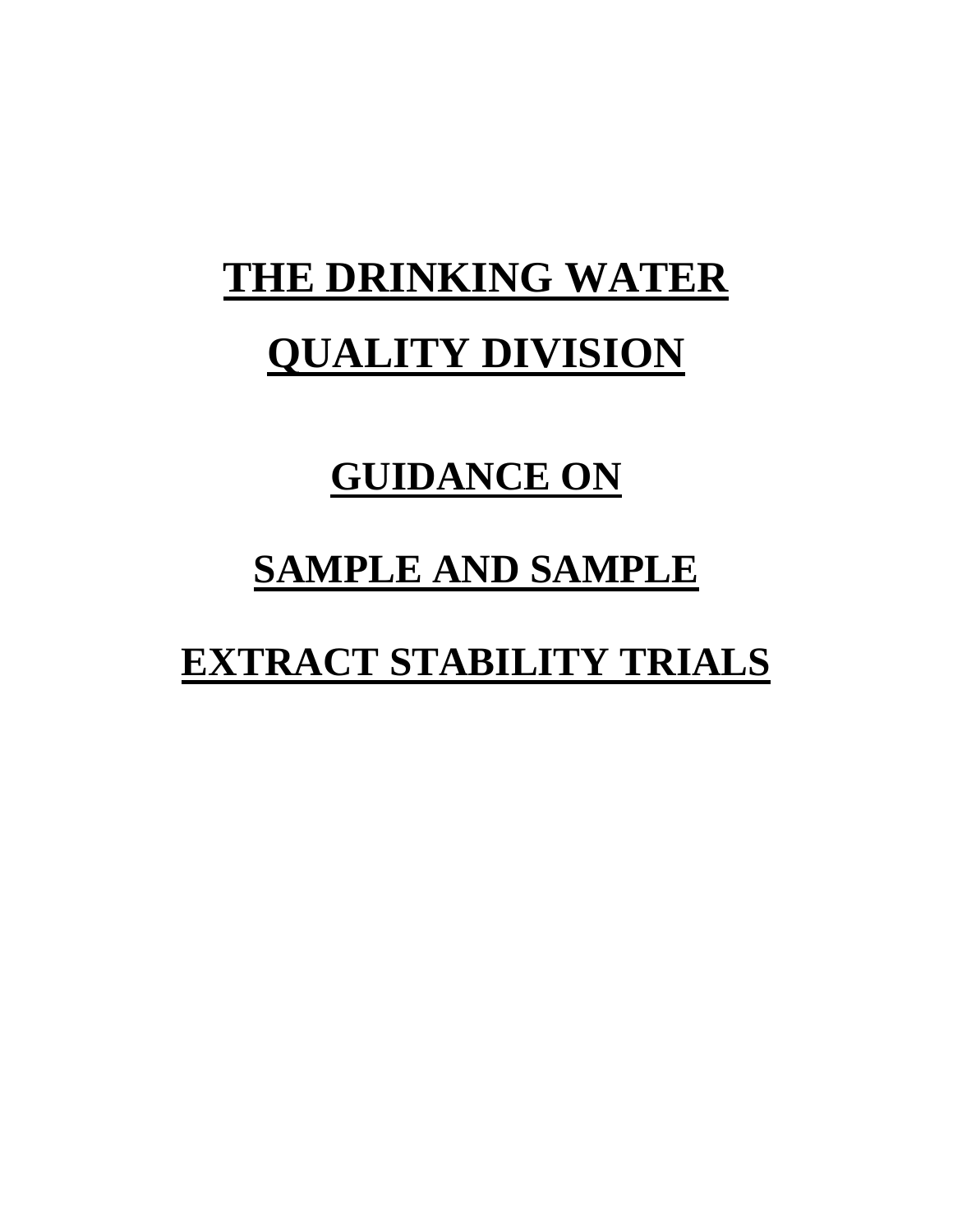# THE DRINKING WATER QUALITY DIVISION

## GUIDANCE ON

## SAMPLE AND SAMPLE

## EXTRACT STABILITY TRIALS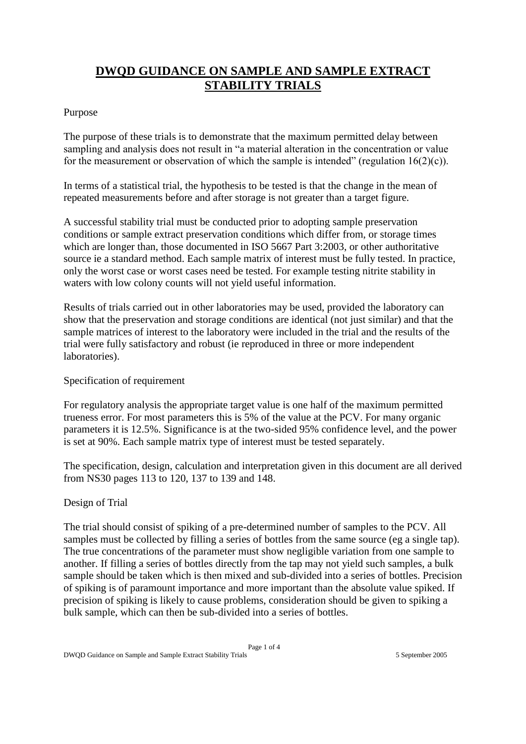# DWQD GUIDANCE ON SAMPLE AND SAMPLE EXTRACT STABILITY TRIALS

Purpose

The purpose of these trials is to demonstrate that the maximum permitted delay between sampling and analysis does not result in "a material alteration in the concentration or value for the measurement or observation of which the sample is intended" (regulation 16(2)(c)).

In terms of a statistical trial, the hypothesis to be tested is that the change in the mean of repeated measurements before and after storage is not greater than a target figure.

A successful stability trial must be conducted prior to adopting sample preservation conditions or sample extract preservation conditions which differ from, or storage times which are longer than, those documented in ISO 5667 Part 3:2003, or other authoritative source ie a standard method. Each sample matrix of interest must be fully tested. In practice, only the worst case or worst cases need be tested. For example testing nitrite stability in waters with low colony counts will not yield useful information.

Results of trials carried out in other laboratories may be used, provided the laboratory can show that the preservation and storage conditions are identical (not just similar) and that the sample matrices of interest to the laboratory were included in the trial and the results of the trial were fully satisfactory and robust (ie reproduced in three or more independent laboratories).

Specification of requirement

For regulatory analysis the appropriate target value is one half of the maximum permitted trueness error. For most parameters this is 5% of the value at the PCV. For many organic parameters it is 12.5%. Significance is at the two-sided 95% confidence level, and the power is set at 90%. Each sample matrix type of interest must be tested separately.

The specification, design, calculation and interpretation given in this document are all derived from NS30 pages 113 to 120, 137 to 139 and 148.

Design of Trial

The trial should consist of spiking of a pre-determined number of samples to the PCV. All samples must be collected by filling a series of bottles from the same source (eg a single tap). The true concentrations of the parameter must show negligible variation from one sample to another. If filling a series of bottles directly from the tap may not yield such samples, a bulk sample should be taken which is then mixed and sub-divided into a series of bottles. Precision of spiking is of paramount importance and more important than the absolute value spiked. If precision of spiking is likely to cause problems, consideration should be given to spiking a bulk sample, which can then be sub-divided into a series of bottles.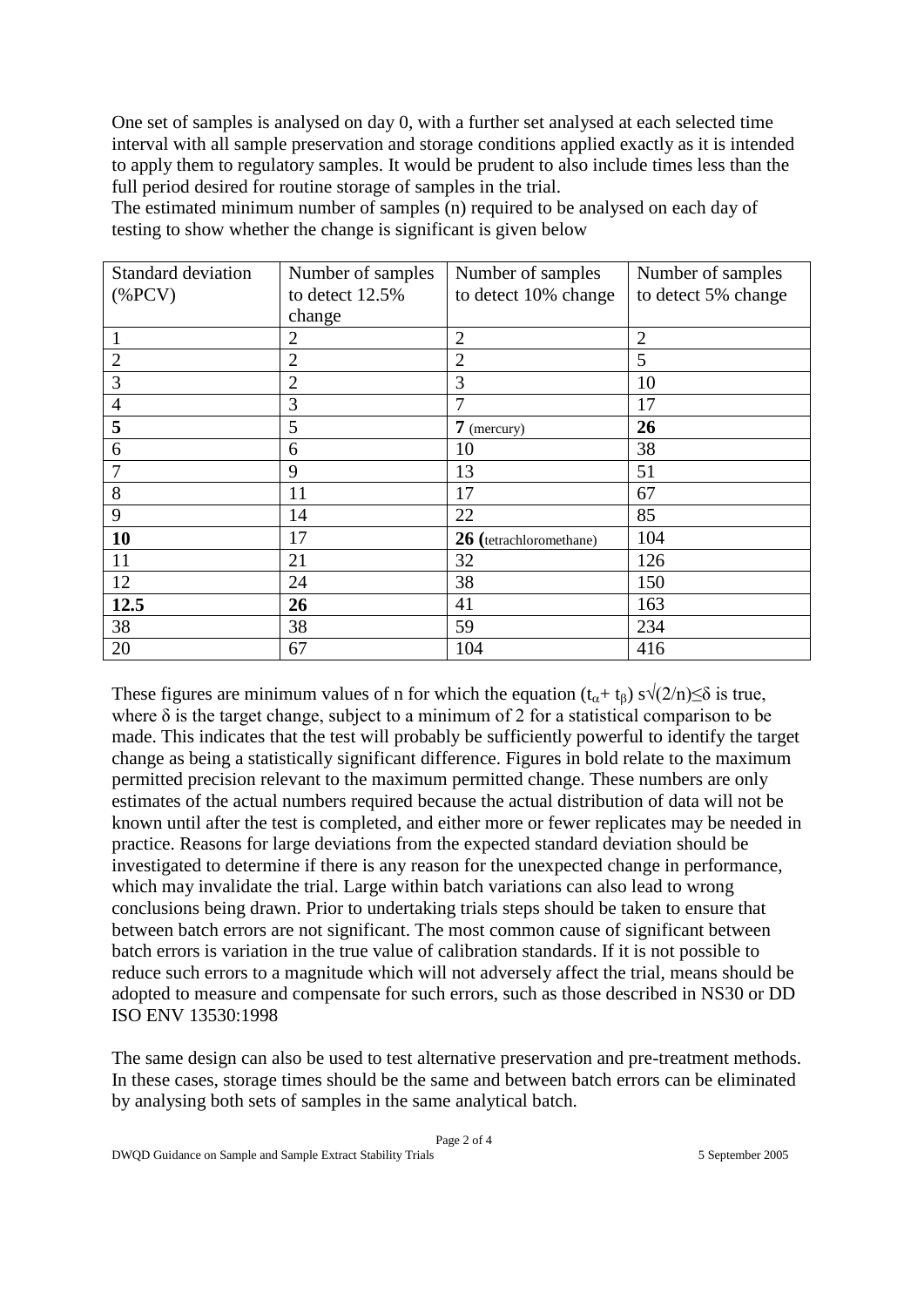One set of samples is analysed on day 0, with a further set analysed at each selected time interval with all sample preservation and storage conditions applied exactly as it is intended to apply them to regulatory samples. It would be prudent to also include times less than the full period desired for routine storage of samples in the trial.
The estimated minimum number of samples (n) required to be analysed on each day of testing to show whether the change is significant is given below

| Standard deviation (%PCV) | Number of samples to detect 12.5% change | Number of samples to detect 10% change | Number of samples to detect 5% change |
|---|---|---|---|
| 1 | 2 | 2 | 2 |
| 2 | 2 | 2 | 5 |
| 3 | 2 | 3 | 10 |
| 4 | 3 | 7 | 17 |
| **5** | 5 | **7** (mercury) | **26** |
| 6 | 6 | 10 | 38 |
| 7 | 9 | 13 | 51 |
| 8 | 11 | 17 | 67 |
| 9 | 14 | 22 | 85 |
| **10** | 17 | **26 (**tetrachloromethane) | 104 |
| 11 | 21 | 32 | 126 |
| 12 | 24 | 38 | 150 |
| **12.5** | **26** | 41 | 163 |
| 38 | 38 | 59 | 234 |
| 20 | 67 | 104 | 416 |

These figures are minimum values of n for which the equation $(t_{\alpha} + t_{\beta})\, s\sqrt{(2/n)} \leq \delta$ is true, where $\delta$ is the target change, subject to a minimum of 2 for a statistical comparison to be made. This indicates that the test will probably be sufficiently powerful to identify the target change as being a statistically significant difference. Figures in bold relate to the maximum permitted precision relevant to the maximum permitted change. These numbers are only estimates of the actual numbers required because the actual distribution of data will not be known until after the test is completed, and either more or fewer replicates may be needed in practice. Reasons for large deviations from the expected standard deviation should be investigated to determine if there is any reason for the unexpected change in performance, which may invalidate the trial. Large within batch variations can also lead to wrong conclusions being drawn. Prior to undertaking trials steps should be taken to ensure that between batch errors are not significant. The most common cause of significant between batch errors is variation in the true value of calibration standards. If it is not possible to reduce such errors to a magnitude which will not adversely affect the trial, means should be adopted to measure and compensate for such errors, such as those described in NS30 or DD ISO ENV 13530:1998

The same design can also be used to test alternative preservation and pre-treatment methods. In these cases, storage times should be the same and between batch errors can be eliminated by analysing both sets of samples in the same analytical batch.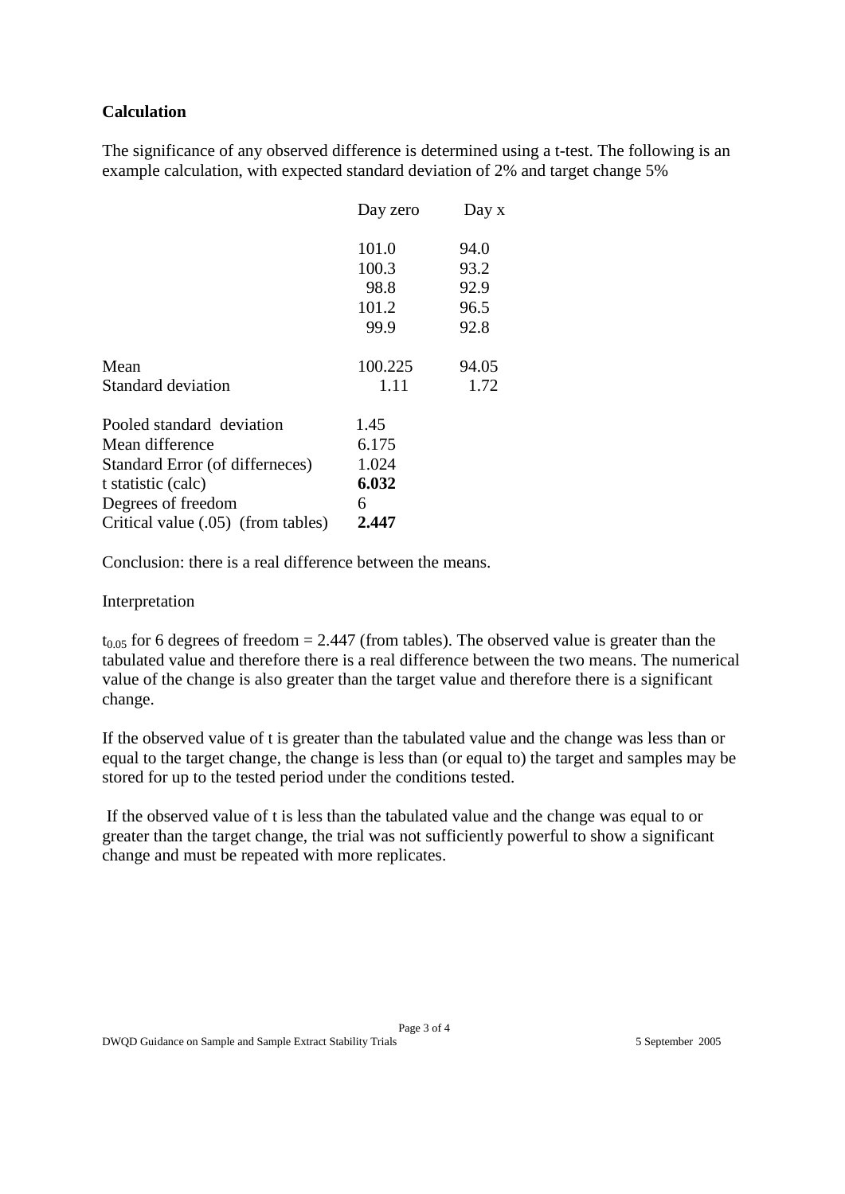**Calculation**

The significance of any observed difference is determined using a t-test. The following is an example calculation, with expected standard deviation of 2% and target change 5%

| | Day zero | Day x |
|---|---|---|
| | 101.0 | 94.0 |
| | 100.3 | 93.2 |
| | 98.8 | 92.9 |
| | 101.2 | 96.5 |
| | 99.9 | 92.8 |
| Mean | 100.225 | 94.05 |
| Standard deviation | 1.11 | 1.72 |

| | |
|---|---|
| Pooled standard deviation | 1.45 |
| Mean difference | 6.175 |
| Standard Error (of differneces) | 1.024 |
| t statistic (calc) | **6.032** |
| Degrees of freedom | 6 |
| Critical value (.05) (from tables) | **2.447** |

Conclusion: there is a real difference between the means.

Interpretation

$t_{0.05}$ for 6 degrees of freedom = 2.447 (from tables). The observed value is greater than the tabulated value and therefore there is a real difference between the two means. The numerical value of the change is also greater than the target value and therefore there is a significant change.

If the observed value of t is greater than the tabulated value and the change was less than or equal to the target change, the change is less than (or equal to) the target and samples may be stored for up to the tested period under the conditions tested.

If the observed value of t is less than the tabulated value and the change was equal to or greater than the target change, the trial was not sufficiently powerful to show a significant change and must be repeated with more replicates.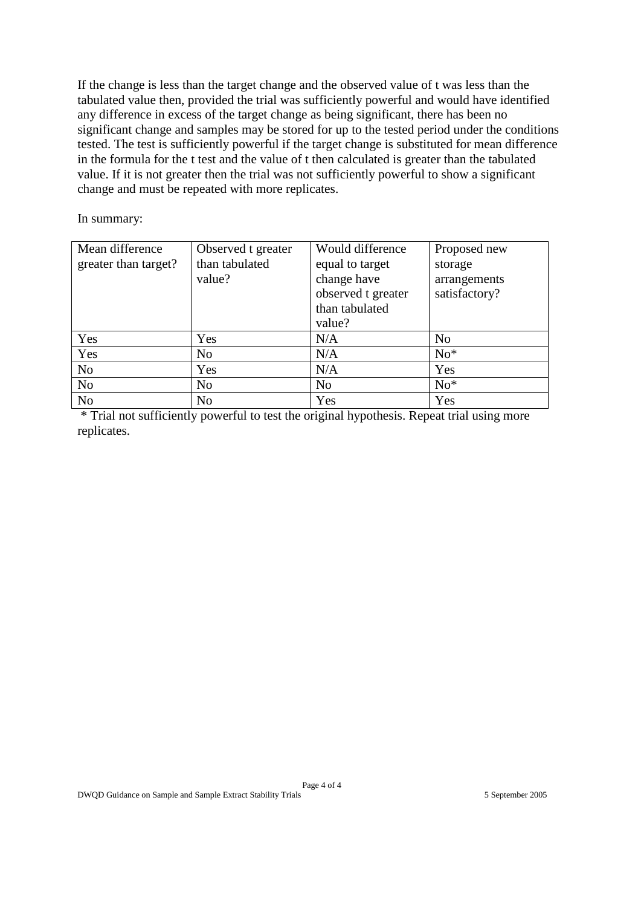If the change is less than the target change and the observed value of t was less than the tabulated value then, provided the trial was sufficiently powerful and would have identified any difference in excess of the target change as being significant, there has been no significant change and samples may be stored for up to the tested period under the conditions tested. The test is sufficiently powerful if the target change is substituted for mean difference in the formula for the t test and the value of t then calculated is greater than the tabulated value. If it is not greater then the trial was not sufficiently powerful to show a significant change and must be repeated with more replicates.

In summary:

| Mean difference greater than target? | Observed t greater than tabulated value? | Would difference equal to target change have observed t greater than tabulated value? | Proposed new storage arrangements satisfactory? |
|---|---|---|---|
| Yes | Yes | N/A | No |
| Yes | No | N/A | No* |
| No | Yes | N/A | Yes |
| No | No | No | No* |
| No | No | Yes | Yes |

\* Trial not sufficiently powerful to test the original hypothesis. Repeat trial using more replicates.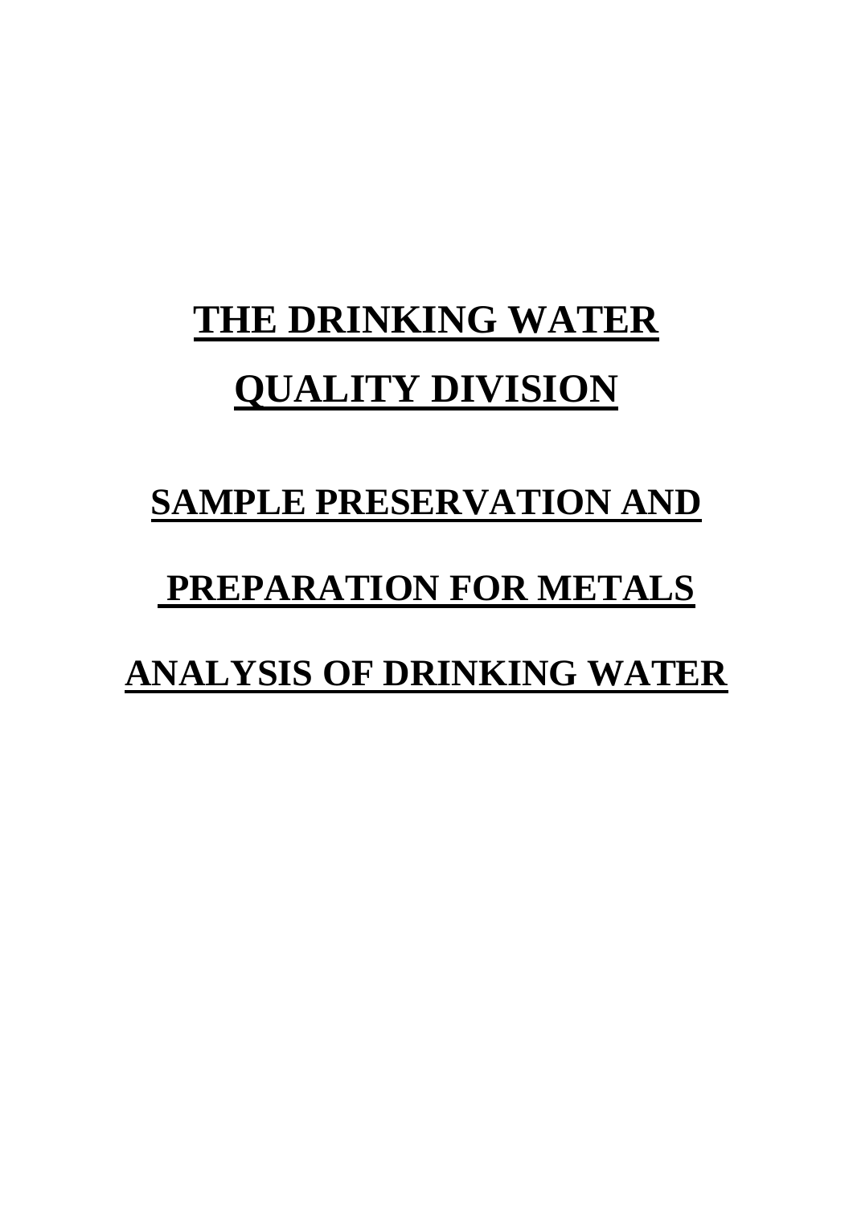# THE DRINKING WATER QUALITY DIVISION

# SAMPLE PRESERVATION AND PREPARATION FOR METALS ANALYSIS OF DRINKING WATER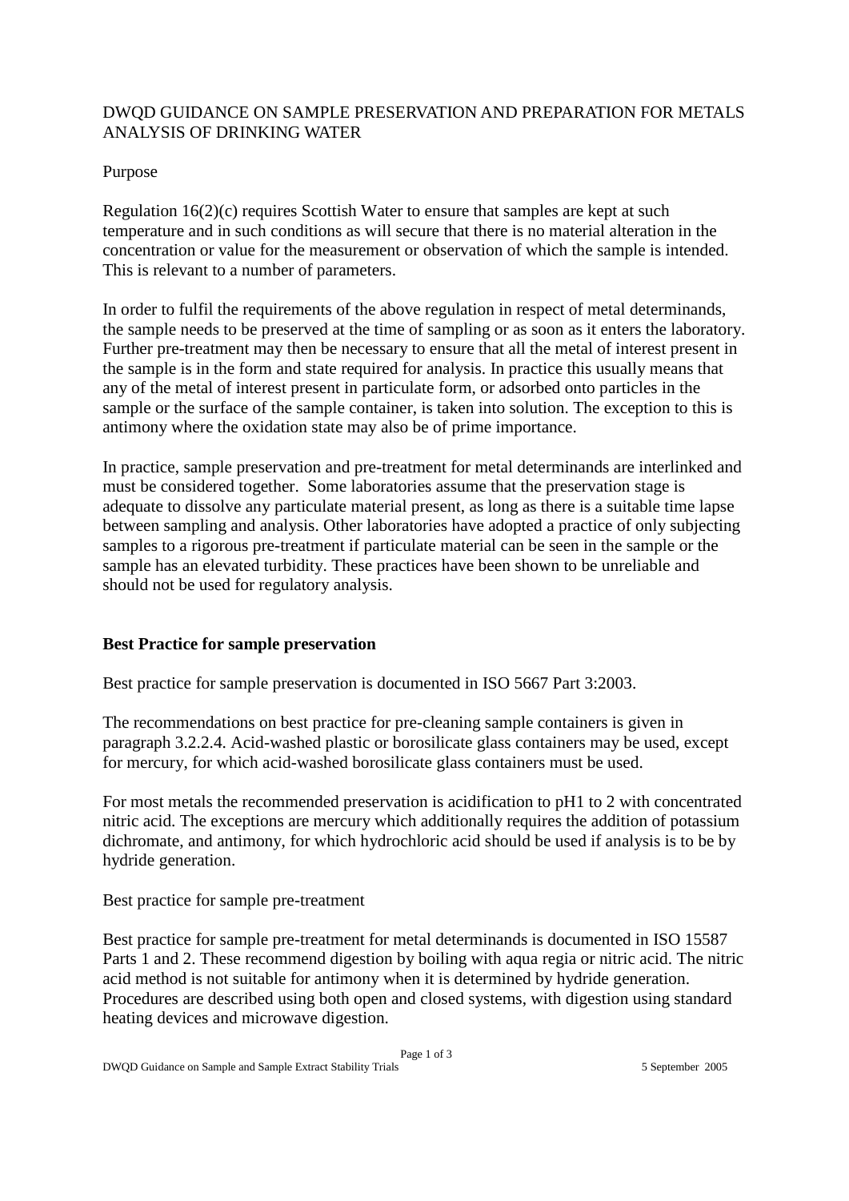# DWQD GUIDANCE ON SAMPLE PRESERVATION AND PREPARATION FOR METALS ANALYSIS OF DRINKING WATER

## Purpose

Regulation 16(2)(c) requires Scottish Water to ensure that samples are kept at such temperature and in such conditions as will secure that there is no material alteration in the concentration or value for the measurement or observation of which the sample is intended. This is relevant to a number of parameters.

In order to fulfil the requirements of the above regulation in respect of metal determinands, the sample needs to be preserved at the time of sampling or as soon as it enters the laboratory. Further pre-treatment may then be necessary to ensure that all the metal of interest present in the sample is in the form and state required for analysis. In practice this usually means that any of the metal of interest present in particulate form, or adsorbed onto particles in the sample or the surface of the sample container, is taken into solution. The exception to this is antimony where the oxidation state may also be of prime importance.

In practice, sample preservation and pre-treatment for metal determinands are interlinked and must be considered together. Some laboratories assume that the preservation stage is adequate to dissolve any particulate material present, as long as there is a suitable time lapse between sampling and analysis. Other laboratories have adopted a practice of only subjecting samples to a rigorous pre-treatment if particulate material can be seen in the sample or the sample has an elevated turbidity. These practices have been shown to be unreliable and should not be used for regulatory analysis.

## Best Practice for sample preservation

Best practice for sample preservation is documented in ISO 5667 Part 3:2003.

The recommendations on best practice for pre-cleaning sample containers is given in paragraph 3.2.2.4. Acid-washed plastic or borosilicate glass containers may be used, except for mercury, for which acid-washed borosilicate glass containers must be used.

For most metals the recommended preservation is acidification to pH1 to 2 with concentrated nitric acid. The exceptions are mercury which additionally requires the addition of potassium dichromate, and antimony, for which hydrochloric acid should be used if analysis is to be by hydride generation.

## Best practice for sample pre-treatment

Best practice for sample pre-treatment for metal determinands is documented in ISO 15587 Parts 1 and 2. These recommend digestion by boiling with aqua regia or nitric acid. The nitric acid method is not suitable for antimony when it is determined by hydride generation. Procedures are described using both open and closed systems, with digestion using standard heating devices and microwave digestion.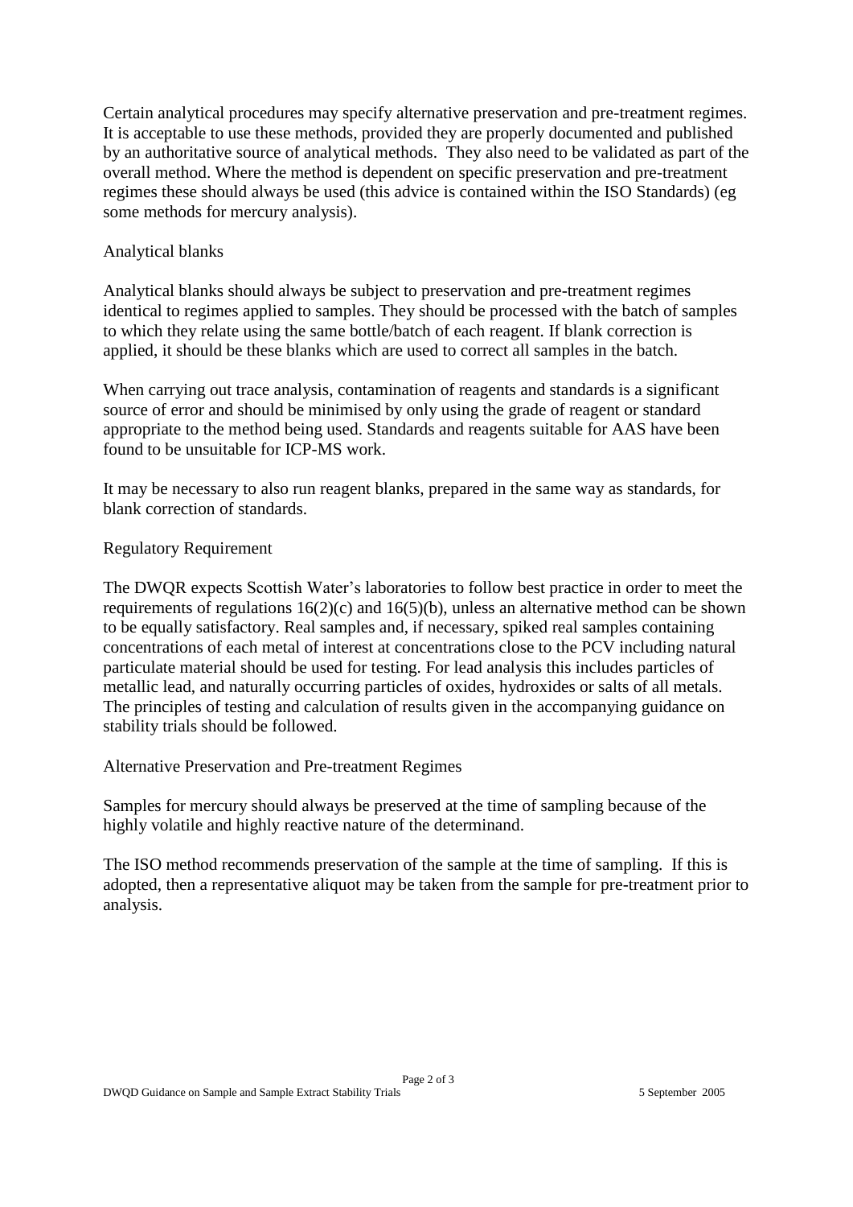Certain analytical procedures may specify alternative preservation and pre-treatment regimes. It is acceptable to use these methods, provided they are properly documented and published by an authoritative source of analytical methods. They also need to be validated as part of the overall method. Where the method is dependent on specific preservation and pre-treatment regimes these should always be used (this advice is contained within the ISO Standards) (eg some methods for mercury analysis).

Analytical blanks

Analytical blanks should always be subject to preservation and pre-treatment regimes identical to regimes applied to samples. They should be processed with the batch of samples to which they relate using the same bottle/batch of each reagent. If blank correction is applied, it should be these blanks which are used to correct all samples in the batch.

When carrying out trace analysis, contamination of reagents and standards is a significant source of error and should be minimised by only using the grade of reagent or standard appropriate to the method being used. Standards and reagents suitable for AAS have been found to be unsuitable for ICP-MS work.

It may be necessary to also run reagent blanks, prepared in the same way as standards, for blank correction of standards.

Regulatory Requirement

The DWQR expects Scottish Water's laboratories to follow best practice in order to meet the requirements of regulations 16(2)(c) and 16(5)(b), unless an alternative method can be shown to be equally satisfactory. Real samples and, if necessary, spiked real samples containing concentrations of each metal of interest at concentrations close to the PCV including natural particulate material should be used for testing. For lead analysis this includes particles of metallic lead, and naturally occurring particles of oxides, hydroxides or salts of all metals. The principles of testing and calculation of results given in the accompanying guidance on stability trials should be followed.

Alternative Preservation and Pre-treatment Regimes

Samples for mercury should always be preserved at the time of sampling because of the highly volatile and highly reactive nature of the determinand.

The ISO method recommends preservation of the sample at the time of sampling. If this is adopted, then a representative aliquot may be taken from the sample for pre-treatment prior to analysis.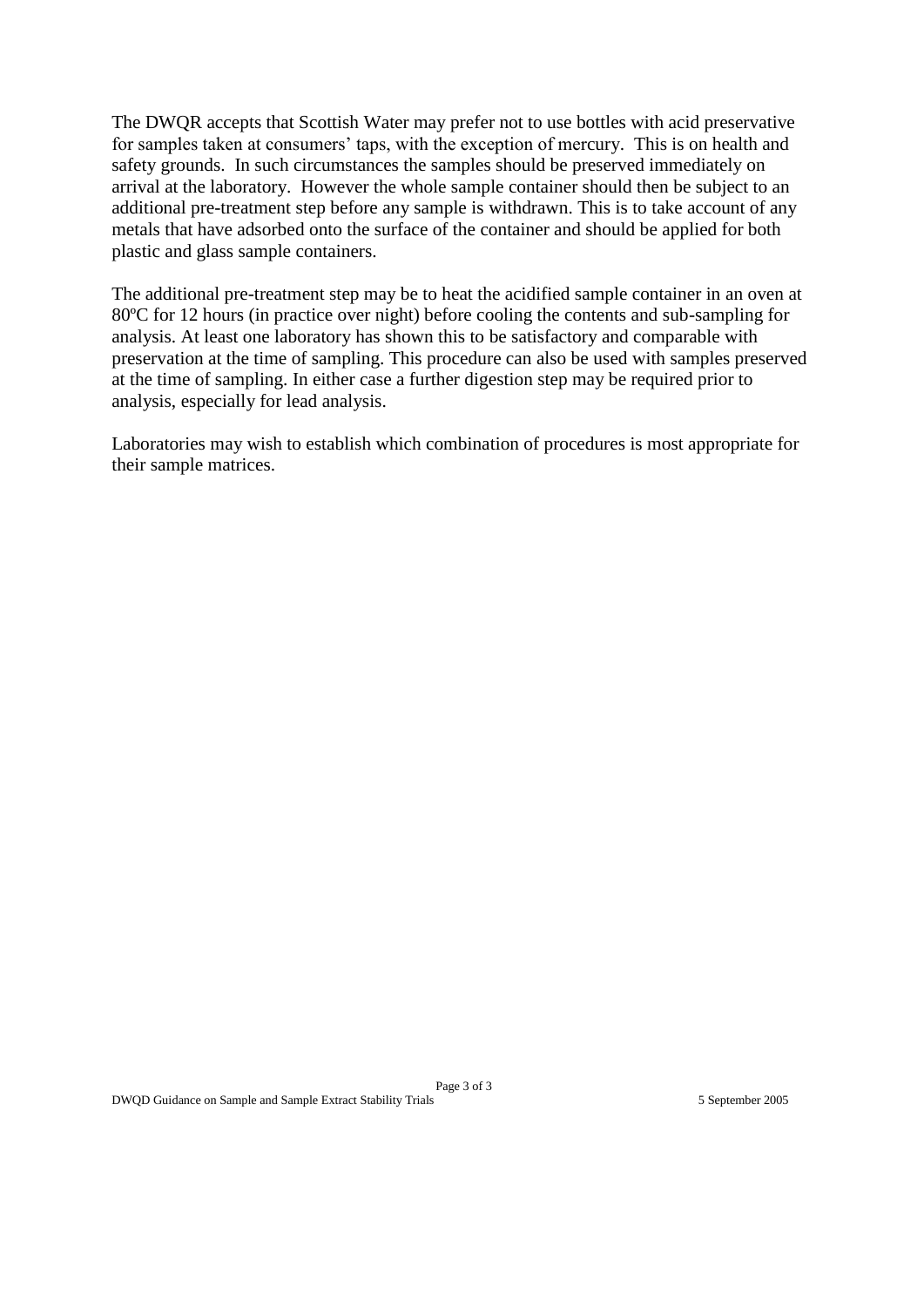The DWQR accepts that Scottish Water may prefer not to use bottles with acid preservative for samples taken at consumers' taps, with the exception of mercury. This is on health and safety grounds. In such circumstances the samples should be preserved immediately on arrival at the laboratory. However the whole sample container should then be subject to an additional pre-treatment step before any sample is withdrawn. This is to take account of any metals that have adsorbed onto the surface of the container and should be applied for both plastic and glass sample containers.

The additional pre-treatment step may be to heat the acidified sample container in an oven at 80ºC for 12 hours (in practice over night) before cooling the contents and sub-sampling for analysis. At least one laboratory has shown this to be satisfactory and comparable with preservation at the time of sampling. This procedure can also be used with samples preserved at the time of sampling. In either case a further digestion step may be required prior to analysis, especially for lead analysis.

Laboratories may wish to establish which combination of procedures is most appropriate for their sample matrices.